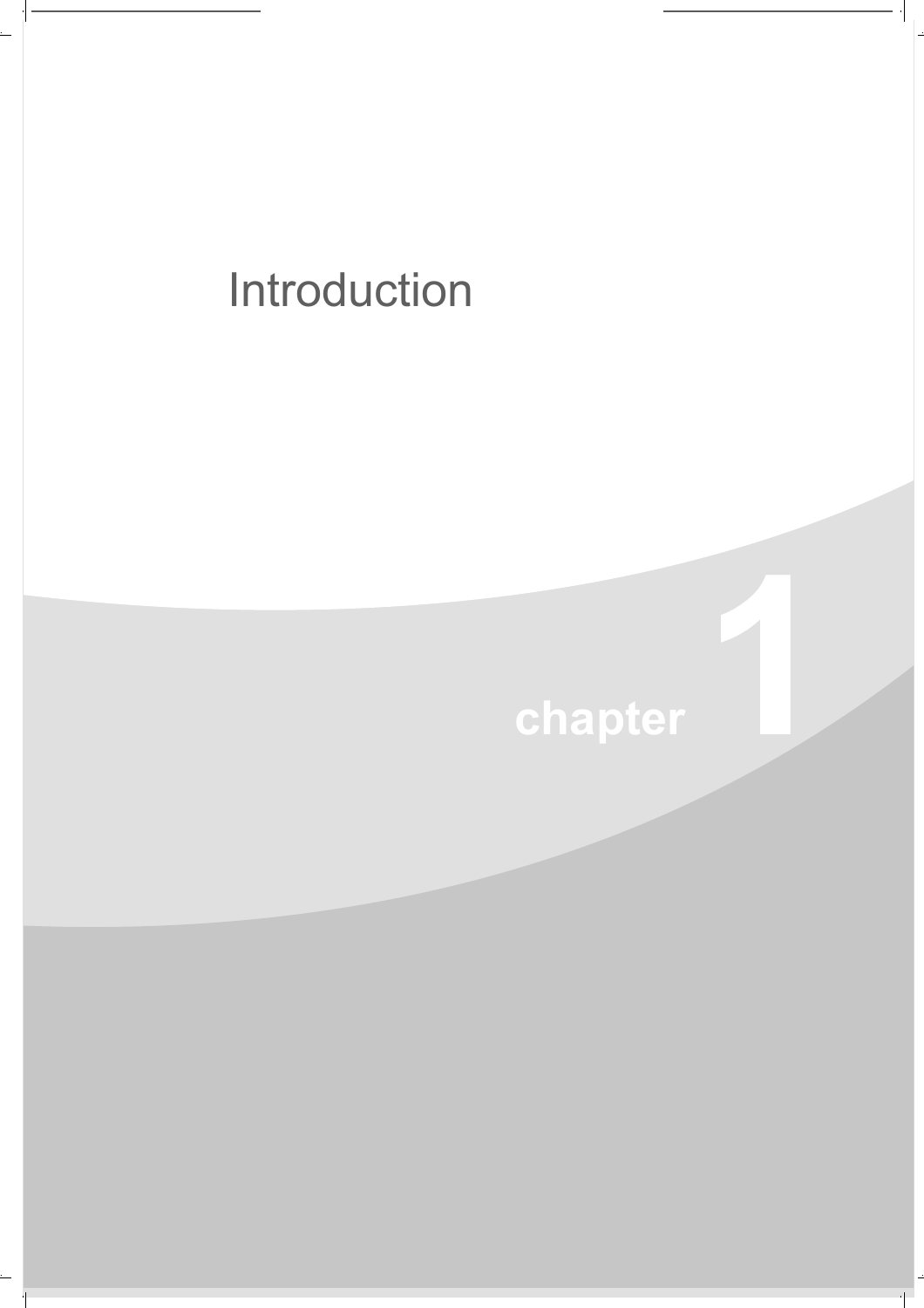# Introduction

chapter 1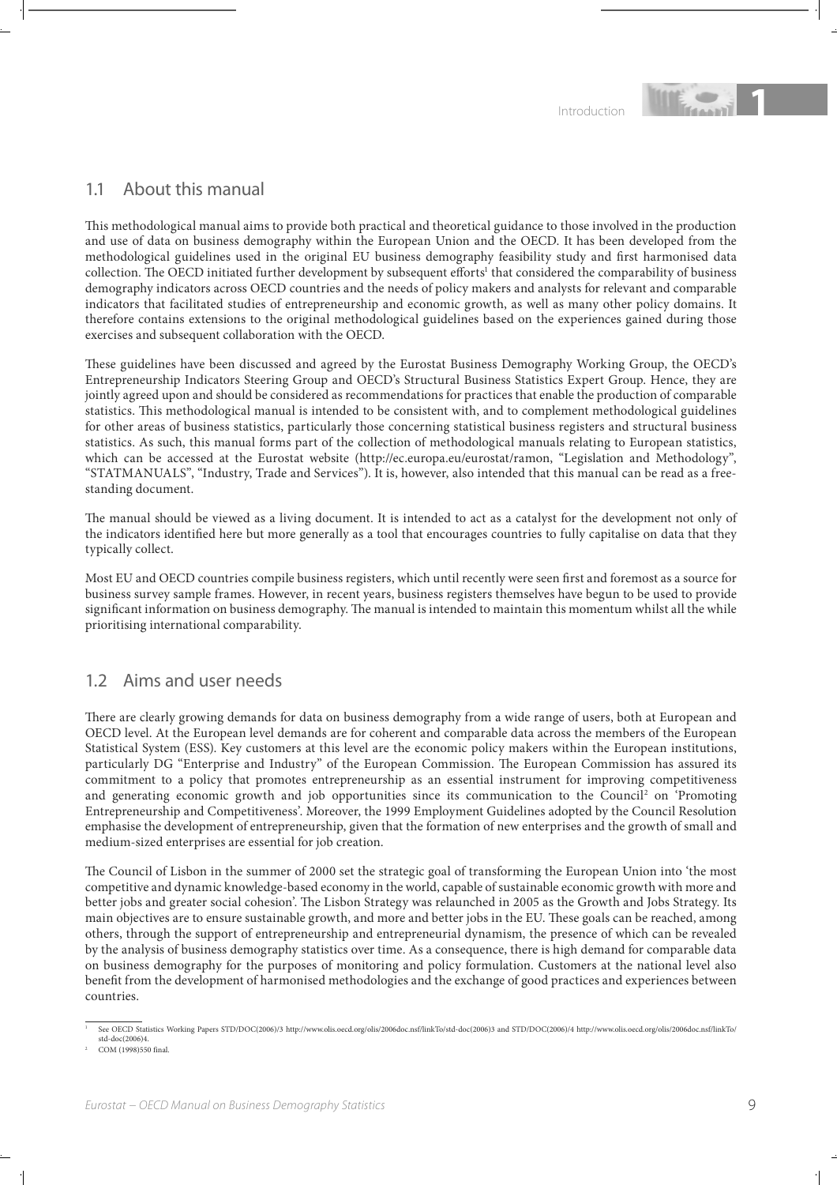## 1.1 About this manual

This methodological manual aims to provide both practical and theoretical guidance to those involved in the production and use of data on business demography within the European Union and the OECD. It has been developed from the methodological guidelines used in the original EU business demography feasibility study and first harmonised data collection. The OECD initiated further development by subsequent efforts[1] that considered the comparability of business demography indicators across OECD countries and the needs of policy makers and analysts for relevant and comparable indicators that facilitated studies of entrepreneurship and economic growth, as well as many other policy domains. It therefore contains extensions to the original methodological guidelines based on the experiences gained during those exercises and subsequent collaboration with the OECD.

These guidelines have been discussed and agreed by the Eurostat Business Demography Working Group, the OECD's Entrepreneurship Indicators Steering Group and OECD's Structural Business Statistics Expert Group. Hence, they are jointly agreed upon and should be considered as recommendations for practices that enable the production of comparable statistics. This methodological manual is intended to be consistent with, and to complement methodological guidelines for other areas of business statistics, particularly those concerning statistical business registers and structural business statistics. As such, this manual forms part of the collection of methodological manuals relating to European statistics, which can be accessed at the Eurostat website (http://ec.europa.eu/eurostat/ramon, "Legislation and Methodology", "STATMANUALS", "Industry, Trade and Services"). It is, however, also intended that this manual can be read as a free-standing document.

The manual should be viewed as a living document. It is intended to act as a catalyst for the development not only of the indicators identified here but more generally as a tool that encourages countries to fully capitalise on data that they typically collect.

Most EU and OECD countries compile business registers, which until recently were seen first and foremost as a source for business survey sample frames. However, in recent years, business registers themselves have begun to be used to provide significant information on business demography. The manual is intended to maintain this momentum whilst all the while prioritising international comparability.

## 1.2 Aims and user needs

There are clearly growing demands for data on business demography from a wide range of users, both at European and OECD level. At the European level demands are for coherent and comparable data across the members of the European Statistical System (ESS). Key customers at this level are the economic policy makers within the European institutions, particularly DG "Enterprise and Industry" of the European Commission. The European Commission has assured its commitment to a policy that promotes entrepreneurship as an essential instrument for improving competitiveness and generating economic growth and job opportunities since its communication to the Council[2] on 'Promoting Entrepreneurship and Competitiveness'. Moreover, the 1999 Employment Guidelines adopted by the Council Resolution emphasise the development of entrepreneurship, given that the formation of new enterprises and the growth of small and medium-sized enterprises are essential for job creation.

The Council of Lisbon in the summer of 2000 set the strategic goal of transforming the European Union into 'the most competitive and dynamic knowledge-based economy in the world, capable of sustainable economic growth with more and better jobs and greater social cohesion'. The Lisbon Strategy was relaunched in 2005 as the Growth and Jobs Strategy. Its main objectives are to ensure sustainable growth, and more and better jobs in the EU. These goals can be reached, among others, through the support of entrepreneurship and entrepreneurial dynamism, the presence of which can be revealed by the analysis of business demography statistics over time. As a consequence, there is high demand for comparable data on business demography for the purposes of monitoring and policy formulation. Customers at the national level also benefit from the development of harmonised methodologies and the exchange of good practices and experiences between countries.

---

[1] See OECD Statistics Working Papers STD/DOC(2006)/3 http://www.olis.oecd.org/olis/2006doc.nsf/linkTo/std-doc(2006)3 and STD/DOC(2006)/4 http://www.olis.oecd.org/olis/2006doc.nsf/linkTo/std-doc(2006)4.

[2] COM (1998)550 final.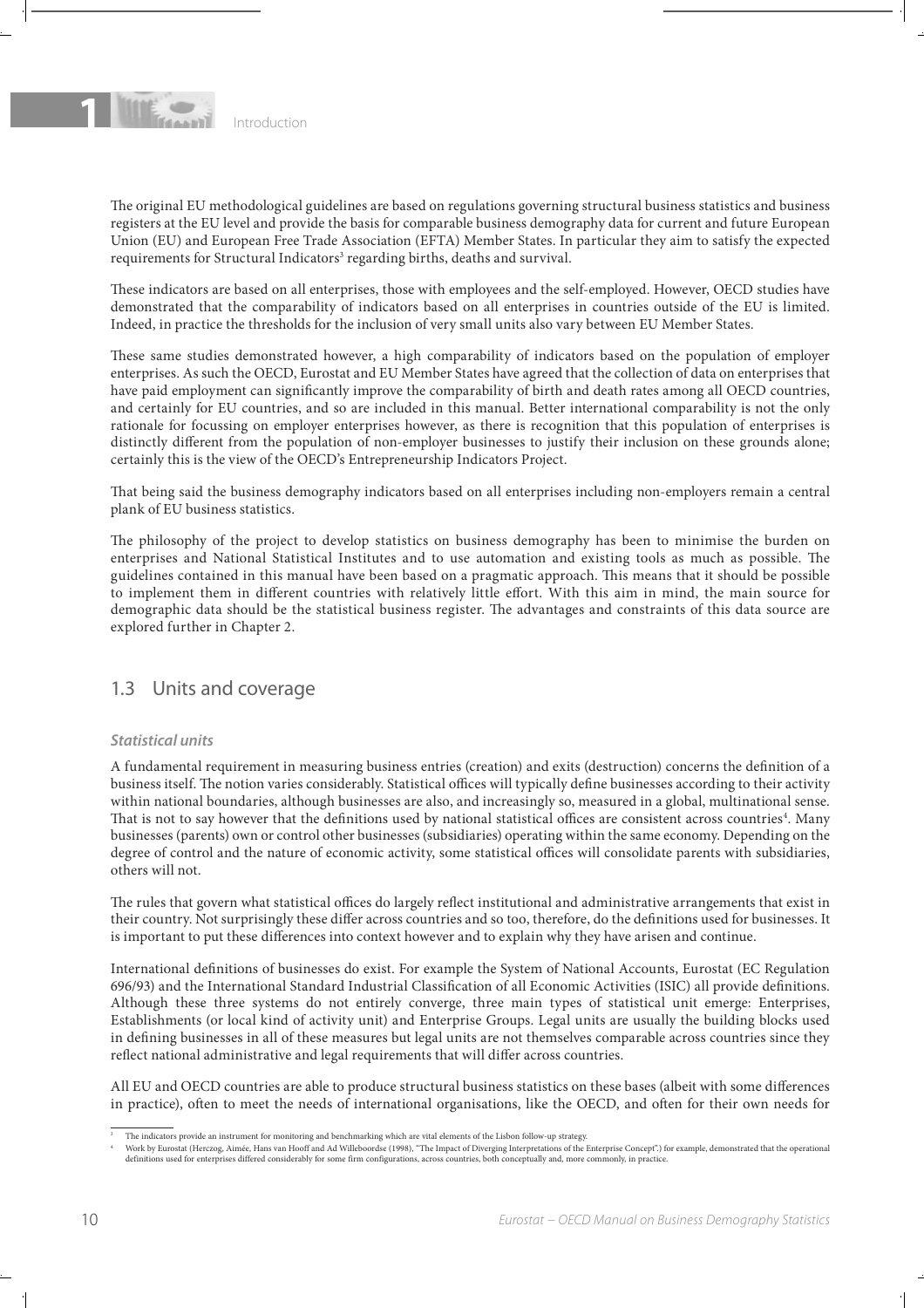The original EU methodological guidelines are based on regulations governing structural business statistics and business registers at the EU level and provide the basis for comparable business demography data for current and future European Union (EU) and European Free Trade Association (EFTA) Member States. In particular they aim to satisfy the expected requirements for Structural Indicators[3] regarding births, deaths and survival.

These indicators are based on all enterprises, those with employees and the self-employed. However, OECD studies have demonstrated that the comparability of indicators based on all enterprises in countries outside of the EU is limited. Indeed, in practice the thresholds for the inclusion of very small units also vary between EU Member States.

These same studies demonstrated however, a high comparability of indicators based on the population of employer enterprises. As such the OECD, Eurostat and EU Member States have agreed that the collection of data on enterprises that have paid employment can significantly improve the comparability of birth and death rates among all OECD countries, and certainly for EU countries, and so are included in this manual. Better international comparability is not the only rationale for focussing on employer enterprises however, as there is recognition that this population of enterprises is distinctly different from the population of non-employer businesses to justify their inclusion on these grounds alone; certainly this is the view of the OECD's Entrepreneurship Indicators Project.

That being said the business demography indicators based on all enterprises including non-employers remain a central plank of EU business statistics.

The philosophy of the project to develop statistics on business demography has been to minimise the burden on enterprises and National Statistical Institutes and to use automation and existing tools as much as possible. The guidelines contained in this manual have been based on a pragmatic approach. This means that it should be possible to implement them in different countries with relatively little effort. With this aim in mind, the main source for demographic data should be the statistical business register. The advantages and constraints of this data source are explored further in Chapter 2.

## 1.3 Units and coverage

### *Statistical units*

A fundamental requirement in measuring business entries (creation) and exits (destruction) concerns the definition of a business itself. The notion varies considerably. Statistical offices will typically define businesses according to their activity within national boundaries, although businesses are also, and increasingly so, measured in a global, multinational sense. That is not to say however that the definitions used by national statistical offices are consistent across countries[4]. Many businesses (parents) own or control other businesses (subsidiaries) operating within the same economy. Depending on the degree of control and the nature of economic activity, some statistical offices will consolidate parents with subsidiaries, others will not.

The rules that govern what statistical offices do largely reflect institutional and administrative arrangements that exist in their country. Not surprisingly these differ across countries and so too, therefore, do the definitions used for businesses. It is important to put these differences into context however and to explain why they have arisen and continue.

International definitions of businesses do exist. For example the System of National Accounts, Eurostat (EC Regulation 696/93) and the International Standard Industrial Classification of all Economic Activities (ISIC) all provide definitions. Although these three systems do not entirely converge, three main types of statistical unit emerge: Enterprises, Establishments (or local kind of activity unit) and Enterprise Groups. Legal units are usually the building blocks used in defining businesses in all of these measures but legal units are not themselves comparable across countries since they reflect national administrative and legal requirements that will differ across countries.

All EU and OECD countries are able to produce structural business statistics on these bases (albeit with some differences in practice), often to meet the needs of international organisations, like the OECD, and often for their own needs for

---

[3] The indicators provide an instrument for monitoring and benchmarking which are vital elements of the Lisbon follow-up strategy.

[4] Work by Eurostat (Herczog, Aimée, Hans van Hooff and Ad Willeboordse (1998), "The Impact of Diverging Interpretations of the Enterprise Concept".) for example, demonstrated that the operational definitions used for enterprises differed considerably for some firm configurations, across countries, both conceptually and, more commonly, in practice.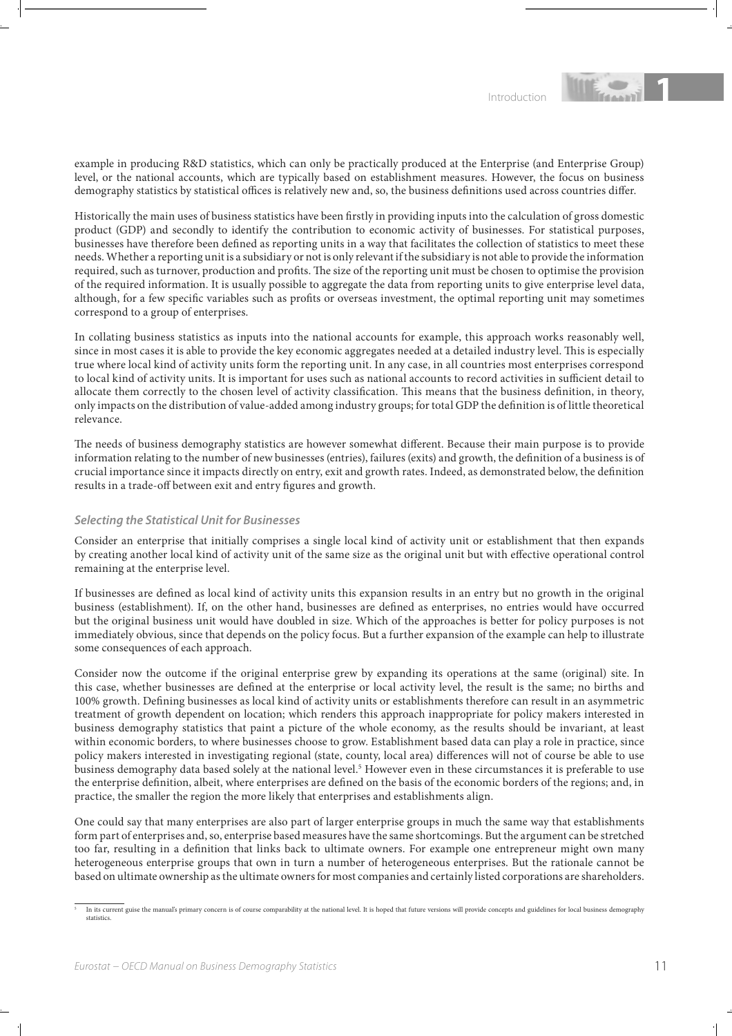example in producing R&D statistics, which can only be practically produced at the Enterprise (and Enterprise Group) level, or the national accounts, which are typically based on establishment measures. However, the focus on business demography statistics by statistical offices is relatively new and, so, the business definitions used across countries differ.

Historically the main uses of business statistics have been firstly in providing inputs into the calculation of gross domestic product (GDP) and secondly to identify the contribution to economic activity of businesses. For statistical purposes, businesses have therefore been defined as reporting units in a way that facilitates the collection of statistics to meet these needs. Whether a reporting unit is a subsidiary or not is only relevant if the subsidiary is not able to provide the information required, such as turnover, production and profits. The size of the reporting unit must be chosen to optimise the provision of the required information. It is usually possible to aggregate the data from reporting units to give enterprise level data, although, for a few specific variables such as profits or overseas investment, the optimal reporting unit may sometimes correspond to a group of enterprises.

In collating business statistics as inputs into the national accounts for example, this approach works reasonably well, since in most cases it is able to provide the key economic aggregates needed at a detailed industry level. This is especially true where local kind of activity units form the reporting unit. In any case, in all countries most enterprises correspond to local kind of activity units. It is important for uses such as national accounts to record activities in sufficient detail to allocate them correctly to the chosen level of activity classification. This means that the business definition, in theory, only impacts on the distribution of value-added among industry groups; for total GDP the definition is of little theoretical relevance.

The needs of business demography statistics are however somewhat different. Because their main purpose is to provide information relating to the number of new businesses (entries), failures (exits) and growth, the definition of a business is of crucial importance since it impacts directly on entry, exit and growth rates. Indeed, as demonstrated below, the definition results in a trade-off between exit and entry figures and growth.

### *Selecting the Statistical Unit for Businesses*

Consider an enterprise that initially comprises a single local kind of activity unit or establishment that then expands by creating another local kind of activity unit of the same size as the original unit but with effective operational control remaining at the enterprise level.

If businesses are defined as local kind of activity units this expansion results in an entry but no growth in the original business (establishment). If, on the other hand, businesses are defined as enterprises, no entries would have occurred but the original business unit would have doubled in size. Which of the approaches is better for policy purposes is not immediately obvious, since that depends on the policy focus. But a further expansion of the example can help to illustrate some consequences of each approach.

Consider now the outcome if the original enterprise grew by expanding its operations at the same (original) site. In this case, whether businesses are defined at the enterprise or local activity level, the result is the same; no births and 100% growth. Defining businesses as local kind of activity units or establishments therefore can result in an asymmetric treatment of growth dependent on location; which renders this approach inappropriate for policy makers interested in business demography statistics that paint a picture of the whole economy, as the results should be invariant, at least within economic borders, to where businesses choose to grow. Establishment based data can play a role in practice, since policy makers interested in investigating regional (state, county, local area) differences will not of course be able to use business demography data based solely at the national level.[5] However even in these circumstances it is preferable to use the enterprise definition, albeit, where enterprises are defined on the basis of the economic borders of the regions; and, in practice, the smaller the region the more likely that enterprises and establishments align.

One could say that many enterprises are also part of larger enterprise groups in much the same way that establishments form part of enterprises and, so, enterprise based measures have the same shortcomings. But the argument can be stretched too far, resulting in a definition that links back to ultimate owners. For example one entrepreneur might own many heterogeneous enterprise groups that own in turn a number of heterogeneous enterprises. But the rationale cannot be based on ultimate ownership as the ultimate owners for most companies and certainly listed corporations are shareholders.

[5] In its current guise the manual's primary concern is of course comparability at the national level. It is hoped that future versions will provide concepts and guidelines for local business demography statistics.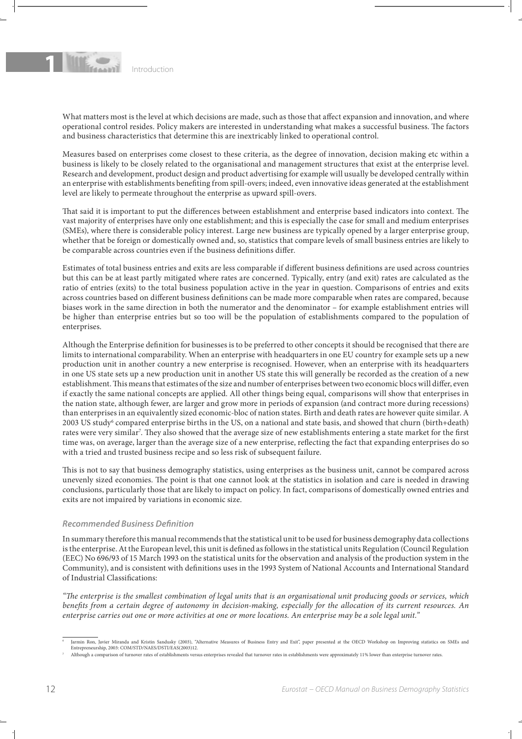What matters most is the level at which decisions are made, such as those that affect expansion and innovation, and where operational control resides. Policy makers are interested in understanding what makes a successful business. The factors and business characteristics that determine this are inextricably linked to operational control.

Measures based on enterprises come closest to these criteria, as the degree of innovation, decision making etc within a business is likely to be closely related to the organisational and management structures that exist at the enterprise level. Research and development, product design and product advertising for example will usually be developed centrally within an enterprise with establishments benefiting from spill-overs; indeed, even innovative ideas generated at the establishment level are likely to permeate throughout the enterprise as upward spill-overs.

That said it is important to put the differences between establishment and enterprise based indicators into context. The vast majority of enterprises have only one establishment; and this is especially the case for small and medium enterprises (SMEs), where there is considerable policy interest. Large new business are typically opened by a larger enterprise group, whether that be foreign or domestically owned and, so, statistics that compare levels of small business entries are likely to be comparable across countries even if the business definitions differ.

Estimates of total business entries and exits are less comparable if different business definitions are used across countries but this can be at least partly mitigated where rates are concerned. Typically, entry (and exit) rates are calculated as the ratio of entries (exits) to the total business population active in the year in question. Comparisons of entries and exits across countries based on different business definitions can be made more comparable when rates are compared, because biases work in the same direction in both the numerator and the denominator – for example establishment entries will be higher than enterprise entries but so too will be the population of establishments compared to the population of enterprises.

Although the Enterprise definition for businesses is to be preferred to other concepts it should be recognised that there are limits to international comparability. When an enterprise with headquarters in one EU country for example sets up a new production unit in another country a new enterprise is recognised. However, when an enterprise with its headquarters in one US state sets up a new production unit in another US state this will generally be recorded as the creation of a new establishment. This means that estimates of the size and number of enterprises between two economic blocs will differ, even if exactly the same national concepts are applied. All other things being equal, comparisons will show that enterprises in the nation state, although fewer, are larger and grow more in periods of expansion (and contract more during recessions) than enterprises in an equivalently sized economic-bloc of nation states. Birth and death rates are however quite similar. A 2003 US study[6] compared enterprise births in the US, on a national and state basis, and showed that churn (birth+death) rates were very similar[7]. They also showed that the average size of new establishments entering a state market for the first time was, on average, larger than the average size of a new enterprise, reflecting the fact that expanding enterprises do so with a tried and trusted business recipe and so less risk of subsequent failure.

This is not to say that business demography statistics, using enterprises as the business unit, cannot be compared across unevenly sized economies. The point is that one cannot look at the statistics in isolation and care is needed in drawing conclusions, particularly those that are likely to impact on policy. In fact, comparisons of domestically owned entries and exits are not impaired by variations in economic size.

### *Recommended Business Definition*

In summary therefore this manual recommends that the statistical unit to be used for business demography data collections is the enterprise. At the European level, this unit is defined as follows in the statistical units Regulation (Council Regulation (EEC) No 696/93 of 15 March 1993 on the statistical units for the observation and analysis of the production system in the Community), and is consistent with definitions uses in the 1993 System of National Accounts and International Standard of Industrial Classifications:

*"The enterprise is the smallest combination of legal units that is an organisational unit producing goods or services, which benefits from a certain degree of autonomy in decision-making, especially for the allocation of its current resources. An enterprise carries out one or more activities at one or more locations. An enterprise may be a sole legal unit."*

---

[6] Jarmin Ron, Javier Miranda and Kristin Sandusky (2003), "Alternative Measures of Business Entry and Exit", paper presented at the OECD Workshop on Improving statistics on SMEs and Entrepreneurship, 2003: COM/STD/NAES/DSTI/EAS(2003)12.

[7] Although a comparison of turnover rates of establishments versus enterprises revealed that turnover rates in establishments were approximately 11% lower than enterprise turnover rates.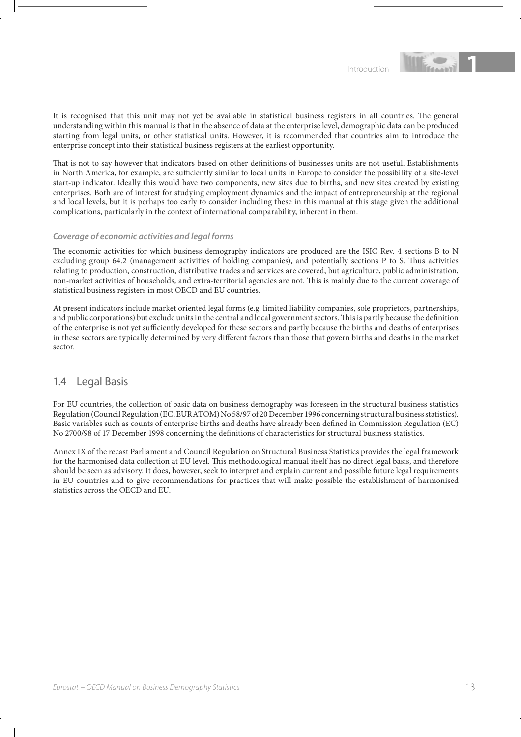It is recognised that this unit may not yet be available in statistical business registers in all countries. The general understanding within this manual is that in the absence of data at the enterprise level, demographic data can be produced starting from legal units, or other statistical units. However, it is recommended that countries aim to introduce the enterprise concept into their statistical business registers at the earliest opportunity.

That is not to say however that indicators based on other definitions of businesses units are not useful. Establishments in North America, for example, are sufficiently similar to local units in Europe to consider the possibility of a site-level start-up indicator. Ideally this would have two components, new sites due to births, and new sites created by existing enterprises. Both are of interest for studying employment dynamics and the impact of entrepreneurship at the regional and local levels, but it is perhaps too early to consider including these in this manual at this stage given the additional complications, particularly in the context of international comparability, inherent in them.

#### *Coverage of economic activities and legal forms*

The economic activities for which business demography indicators are produced are the ISIC Rev. 4 sections B to N excluding group 64.2 (management activities of holding companies), and potentially sections P to S. Thus activities relating to production, construction, distributive trades and services are covered, but agriculture, public administration, non-market activities of households, and extra-territorial agencies are not. This is mainly due to the current coverage of statistical business registers in most OECD and EU countries.

At present indicators include market oriented legal forms (e.g. limited liability companies, sole proprietors, partnerships, and public corporations) but exclude units in the central and local government sectors. This is partly because the definition of the enterprise is not yet sufficiently developed for these sectors and partly because the births and deaths of enterprises in these sectors are typically determined by very different factors than those that govern births and deaths in the market sector.

## 1.4 Legal Basis

For EU countries, the collection of basic data on business demography was foreseen in the structural business statistics Regulation (Council Regulation (EC, EURATOM) No 58/97 of 20 December 1996 concerning structural business statistics). Basic variables such as counts of enterprise births and deaths have already been defined in Commission Regulation (EC) No 2700/98 of 17 December 1998 concerning the definitions of characteristics for structural business statistics.

Annex IX of the recast Parliament and Council Regulation on Structural Business Statistics provides the legal framework for the harmonised data collection at EU level. This methodological manual itself has no direct legal basis, and therefore should be seen as advisory. It does, however, seek to interpret and explain current and possible future legal requirements in EU countries and to give recommendations for practices that will make possible the establishment of harmonised statistics across the OECD and EU.